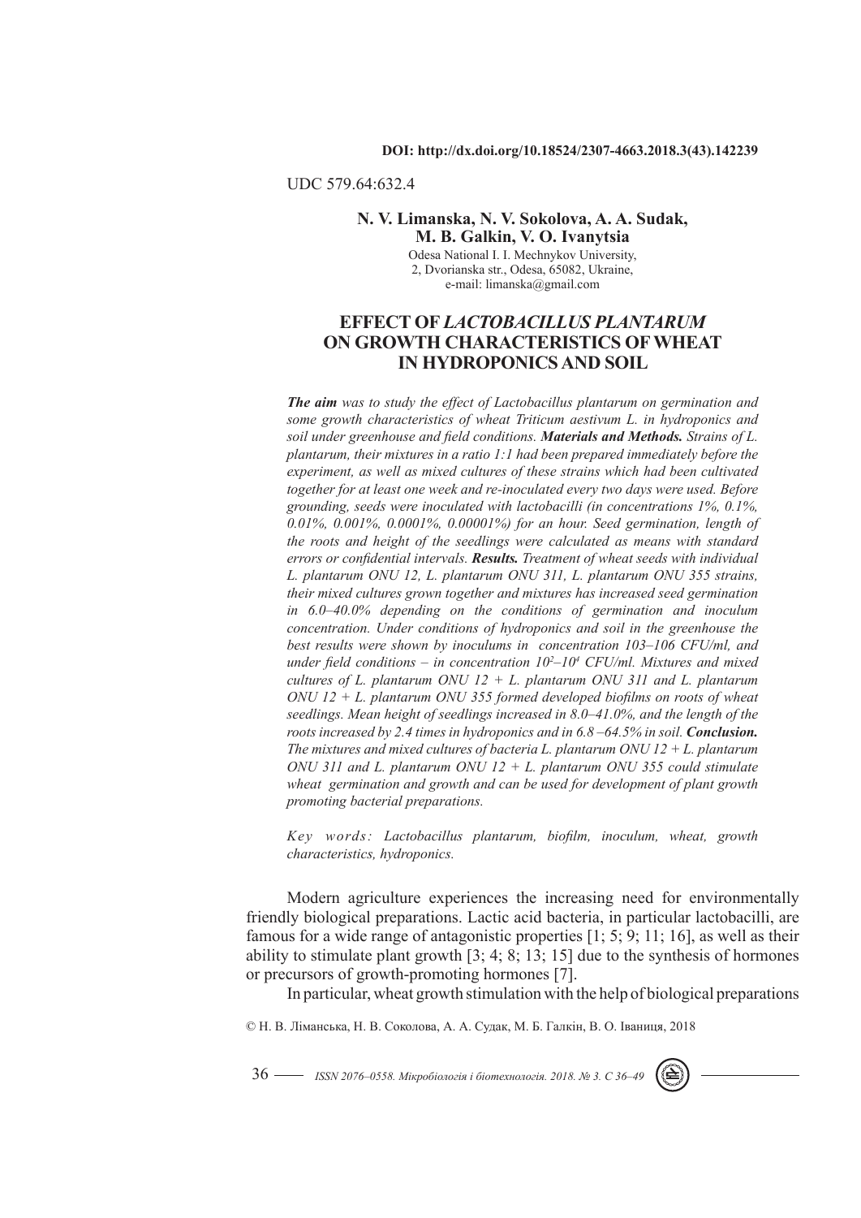DOI: http://dx.doi.org/10.18524/2307-4663.2018.3(43).142239

UDC 579.64:632.4

**N. V. Limanska, N. V. Sokolova, A. A. Sudak, M. B. Galkin, V. O. Ivanytsia**

Odesa National I. I. Mechnykov University,
2, Dvorianska str., Odesa, 65082, Ukraine,
e-mail: limanska@gmail.com

# EFFECT OF *LACTOBACILLUS PLANTARUM* ON GROWTH CHARACTERISTICS OF WHEAT IN HYDROPONICS AND SOIL

***The aim*** *was to study the effect of Lactobacillus plantarum on germination and some growth characteristics of wheat Triticum aestivum L. in hydroponics and soil under greenhouse and field conditions.* ***Materials and Methods.*** *Strains of L. plantarum, their mixtures in a ratio 1:1 had been prepared immediately before the experiment, as well as mixed cultures of these strains which had been cultivated together for at least one week and re-inoculated every two days were used. Before grounding, seeds were inoculated with lactobacilli (in concentrations 1%, 0.1%, 0.01%, 0.001%, 0.0001%, 0.00001%) for an hour. Seed germination, length of the roots and height of the seedlings were calculated as means with standard errors or confidential intervals.* ***Results.*** *Treatment of wheat seeds with individual L. plantarum ONU 12, L. plantarum ONU 311, L. plantarum ONU 355 strains, their mixed cultures grown together and mixtures has increased seed germination in 6.0–40.0% depending on the conditions of germination and inoculum concentration. Under conditions of hydroponics and soil in the greenhouse the best results were shown by inoculums in concentration 103–106 CFU/ml, and under field conditions – in concentration $10^2$–$10^4$ CFU/ml. Mixtures and mixed cultures of L. plantarum ONU 12 + L. plantarum ONU 311 and L. plantarum ONU 12 + L. plantarum ONU 355 formed developed biofilms on roots of wheat seedlings. Mean height of seedlings increased in 8.0–41.0%, and the length of the roots increased by 2.4 times in hydroponics and in 6.8 –64.5% in soil.* ***Conclusion.*** *The mixtures and mixed cultures of bacteria L. plantarum ONU 12 + L. plantarum ONU 311 and L. plantarum ONU 12 + L. plantarum ONU 355 could stimulate wheat germination and growth and can be used for development of plant growth promoting bacterial preparations.*

*Key words: Lactobacillus plantarum, biofilm, inoculum, wheat, growth characteristics, hydroponics.*

Modern agriculture experiences the increasing need for environmentally friendly biological preparations. Lactic acid bacteria, in particular lactobacilli, are famous for a wide range of antagonistic properties [1; 5; 9; 11; 16], as well as their ability to stimulate plant growth [3; 4; 8; 13; 15] due to the synthesis of hormones or precursors of growth-promoting hormones [7].

In particular, wheat growth stimulation with the help of biological preparations

© Н. В. Ліманська, Н. В. Соколова, А. А. Судак, М. Б. Галкін, В. О. Іваниця, 2018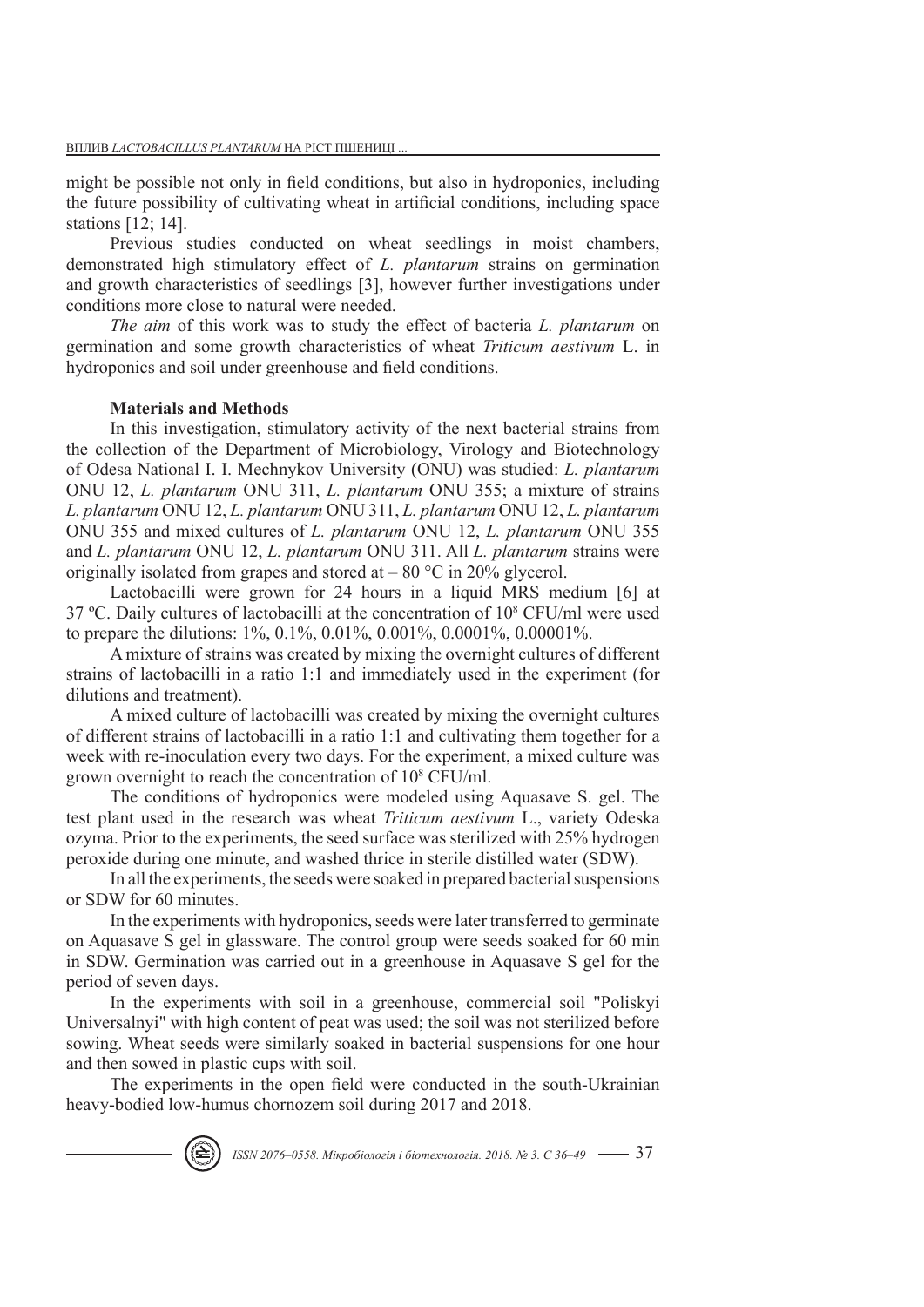might be possible not only in field conditions, but also in hydroponics, including the future possibility of cultivating wheat in artificial conditions, including space stations [12; 14].

Previous studies conducted on wheat seedlings in moist chambers, demonstrated high stimulatory effect of *L. plantarum* strains on germination and growth characteristics of seedlings [3], however further investigations under conditions more close to natural were needed.

*The aim* of this work was to study the effect of bacteria *L. plantarum* on germination and some growth characteristics of wheat *Triticum aestivum* L. in hydroponics and soil under greenhouse and field conditions.

**Materials and Methods**

In this investigation, stimulatory activity of the next bacterial strains from the collection of the Department of Microbiology, Virology and Biotechnology of Odesa National I. I. Mechnykov University (ONU) was studied: *L. plantarum* ONU 12, *L. plantarum* ONU 311, *L. plantarum* ONU 355; a mixture of strains *L. plantarum* ONU 12, *L. plantarum* ONU 311, *L. plantarum* ONU 12, *L. plantarum* ONU 355 and mixed cultures of *L. plantarum* ONU 12, *L. plantarum* ONU 355 and *L. plantarum* ONU 12, *L. plantarum* ONU 311. All *L. plantarum* strains were originally isolated from grapes and stored at – 80 °C in 20% glycerol.

Lactobacilli were grown for 24 hours in a liquid MRS medium [6] at 37 ºC. Daily cultures of lactobacilli at the concentration of $10^8$ CFU/ml were used to prepare the dilutions: 1%, 0.1%, 0.01%, 0.001%, 0.0001%, 0.00001%.

A mixture of strains was created by mixing the overnight cultures of different strains of lactobacilli in a ratio 1:1 and immediately used in the experiment (for dilutions and treatment).

A mixed culture of lactobacilli was created by mixing the overnight cultures of different strains of lactobacilli in a ratio 1:1 and cultivating them together for a week with re-inoculation every two days. For the experiment, a mixed culture was grown overnight to reach the concentration of $10^8$ CFU/ml.

The conditions of hydroponics were modeled using Aquasave S. gel. The test plant used in the research was wheat *Triticum aestivum* L., variety Odeska ozyma. Prior to the experiments, the seed surface was sterilized with 25% hydrogen peroxide during one minute, and washed thrice in sterile distilled water (SDW).

In all the experiments, the seeds were soaked in prepared bacterial suspensions or SDW for 60 minutes.

In the experiments with hydroponics, seeds were later transferred to germinate on Aquasave S gel in glassware. The control group were seeds soaked for 60 min in SDW. Germination was carried out in a greenhouse in Aquasave S gel for the period of seven days.

In the experiments with soil in a greenhouse, commercial soil "Poliskyi Universalnyi" with high content of peat was used; the soil was not sterilized before sowing. Wheat seeds were similarly soaked in bacterial suspensions for one hour and then sowed in plastic cups with soil.

The experiments in the open field were conducted in the south-Ukrainian heavy-bodied low-humus chornozem soil during 2017 and 2018.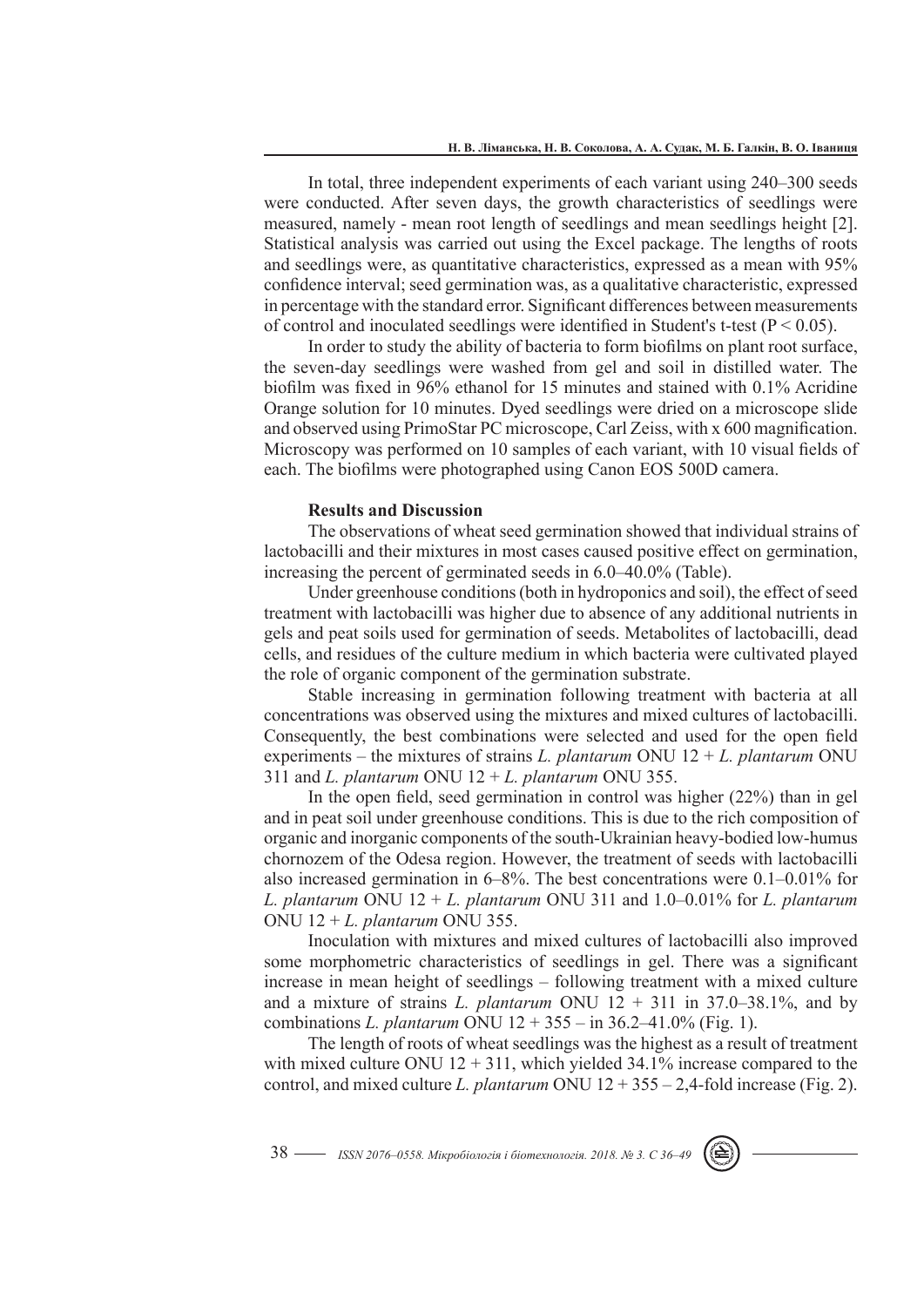In total, three independent experiments of each variant using 240–300 seeds were conducted. After seven days, the growth characteristics of seedlings were measured, namely - mean root length of seedlings and mean seedlings height [2]. Statistical analysis was carried out using the Excel package. The lengths of roots and seedlings were, as quantitative characteristics, expressed as a mean with 95% confidence interval; seed germination was, as a qualitative characteristic, expressed in percentage with the standard error. Significant differences between measurements of control and inoculated seedlings were identified in Student's t-test ($P < 0.05$).

In order to study the ability of bacteria to form biofilms on plant root surface, the seven-day seedlings were washed from gel and soil in distilled water. The biofilm was fixed in 96% ethanol for 15 minutes and stained with 0.1% Acridine Orange solution for 10 minutes. Dyed seedlings were dried on a microscope slide and observed using PrimoStar PC microscope, Carl Zeiss, with x 600 magnification. Microscopy was performed on 10 samples of each variant, with 10 visual fields of each. The biofilms were photographed using Canon EOS 500D camera.

**Results and Discussion**

The observations of wheat seed germination showed that individual strains of lactobacilli and their mixtures in most cases caused positive effect on germination, increasing the percent of germinated seeds in 6.0–40.0% (Table).

Under greenhouse conditions (both in hydroponics and soil), the effect of seed treatment with lactobacilli was higher due to absence of any additional nutrients in gels and peat soils used for germination of seeds. Metabolites of lactobacilli, dead cells, and residues of the culture medium in which bacteria were cultivated played the role of organic component of the germination substrate.

Stable increasing in germination following treatment with bacteria at all concentrations was observed using the mixtures and mixed cultures of lactobacilli. Consequently, the best combinations were selected and used for the open field experiments – the mixtures of strains *L. plantarum* ONU 12 + *L. plantarum* ONU 311 and *L. plantarum* ONU 12 + *L. plantarum* ONU 355.

In the open field, seed germination in control was higher (22%) than in gel and in peat soil under greenhouse conditions. This is due to the rich composition of organic and inorganic components of the south-Ukrainian heavy-bodied low-humus chornozem of the Odesa region. However, the treatment of seeds with lactobacilli also increased germination in 6–8%. The best concentrations were 0.1–0.01% for *L. plantarum* ONU 12 + *L. plantarum* ONU 311 and 1.0–0.01% for *L. plantarum* ONU 12 + *L. plantarum* ONU 355.

Inoculation with mixtures and mixed cultures of lactobacilli also improved some morphometric characteristics of seedlings in gel. There was a significant increase in mean height of seedlings – following treatment with a mixed culture and a mixture of strains *L. plantarum* ONU 12 + 311 in 37.0–38.1%, and by combinations *L. plantarum* ONU 12 + 355 – in 36.2–41.0% (Fig. 1).

The length of roots of wheat seedlings was the highest as a result of treatment with mixed culture ONU 12 + 311, which yielded 34.1% increase compared to the control, and mixed culture *L. plantarum* ONU 12 + 355 – 2,4-fold increase (Fig. 2).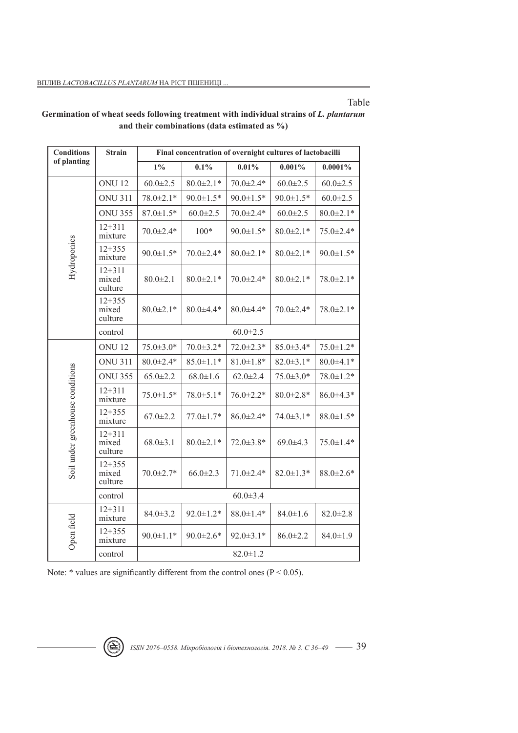Table

**Germination of wheat seeds following treatment with individual strains of *L. plantarum* and their combinations (data estimated as %)**

| Conditions of planting | Strain | Final concentration of overnight cultures of lactobacilli | | | | |
|---|---|---|---|---|---|---|
| | | 1% | 0.1% | 0.01% | 0.001% | 0.0001% |
| Hydroponics | ONU 12 | 60.0±2.5 | 80.0±2.1* | 70.0±2.4* | 60.0±2.5 | 60.0±2.5 |
| | ONU 311 | 78.0±2.1* | 90.0±1.5* | 90.0±1.5* | 90.0±1.5* | 60.0±2.5 |
| | ONU 355 | 87.0±1.5* | 60.0±2.5 | 70.0±2.4* | 60.0±2.5 | 80.0±2.1* |
| | 12+311 mixture | 70.0±2.4* | 100* | 90.0±1.5* | 80.0±2.1* | 75.0±2.4* |
| | 12+355 mixture | 90.0±1.5* | 70.0±2.4* | 80.0±2.1* | 80.0±2.1* | 90.0±1.5* |
| | 12+311 mixed culture | 80.0±2.1 | 80.0±2.1* | 70.0±2.4* | 80.0±2.1* | 78.0±2.1* |
| | 12+355 mixed culture | 80.0±2.1* | 80.0±4.4* | 80.0±4.4* | 70.0±2.4* | 78.0±2.1* |
| | control | 60.0±2.5 | | | | |
| Soil under greenhouse conditions | ONU 12 | 75.0±3.0* | 70.0±3.2* | 72.0±2.3* | 85.0±3.4* | 75.0±1.2* |
| | ONU 311 | 80.0±2.4* | 85.0±1.1* | 81.0±1.8* | 82.0±3.1* | 80.0±4.1* |
| | ONU 355 | 65.0±2.2 | 68.0±1.6 | 62.0±2.4 | 75.0±3.0* | 78.0±1.2* |
| | 12+311 mixture | 75.0±1.5* | 78.0±5.1* | 76.0±2.2* | 80.0±2.8* | 86.0±4.3* |
| | 12+355 mixture | 67.0±2.2 | 77.0±1.7* | 86.0±2.4* | 74.0±3.1* | 88.0±1.5* |
| | 12+311 mixed culture | 68.0±3.1 | 80.0±2.1* | 72.0±3.8* | 69.0±4.3 | 75.0±1.4* |
| | 12+355 mixed culture | 70.0±2.7* | 66.0±2.3 | 71.0±2.4* | 82.0±1.3* | 88.0±2.6* |
| | control | 60.0±3.4 | | | | |
| Open field | 12+311 mixture | 84.0±3.2 | 92.0±1.2* | 88.0±1.4* | 84.0±1.6 | 82.0±2.8 |
| | 12+355 mixture | 90.0±1.1* | 90.0±2.6* | 92.0±3.1* | 86.0±2.2 | 84.0±1.9 |
| | control | 82.0±1.2 | | | | |

Note: * values are significantly different from the control ones ($P < 0.05$).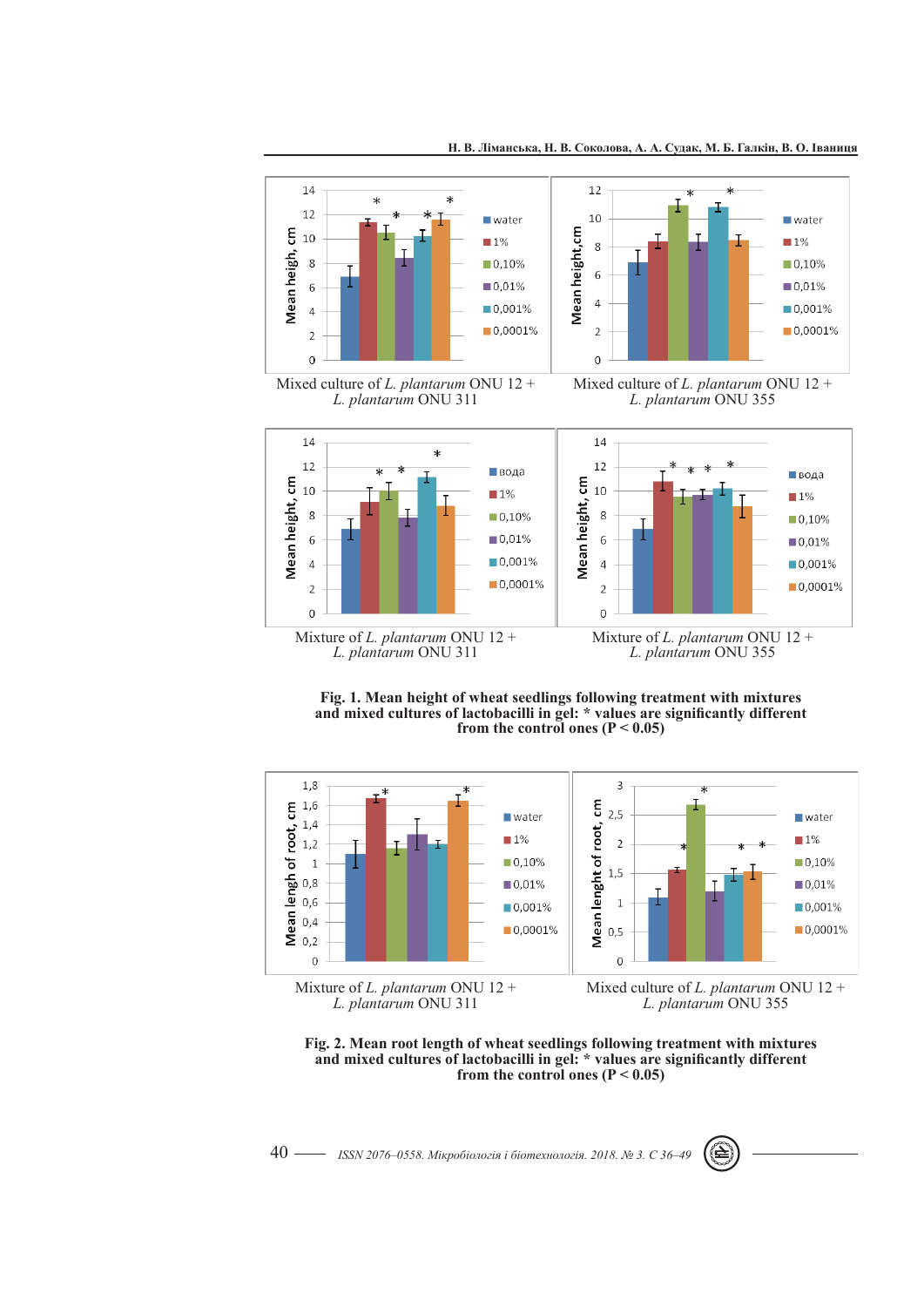Mixed culture of *L. plantarum* ONU 12 + *L. plantarum* ONU 311

Mixed culture of *L. plantarum* ONU 12 + *L. plantarum* ONU 355

Mixture of *L. plantarum* ONU 12 + *L. plantarum* ONU 311

Mixture of *L. plantarum* ONU 12 + *L. plantarum* ONU 355

**Fig. 1. Mean height of wheat seedlings following treatment with mixtures and mixed cultures of lactobacilli in gel: * values are significantly different from the control ones ($P < 0.05$)**

Mixture of *L. plantarum* ONU 12 + *L. plantarum* ONU 311

Mixed culture of *L. plantarum* ONU 12 + *L. plantarum* ONU 355

**Fig. 2. Mean root length of wheat seedlings following treatment with mixtures and mixed cultures of lactobacilli in gel: * values are significantly different from the control ones ($P < 0.05$)**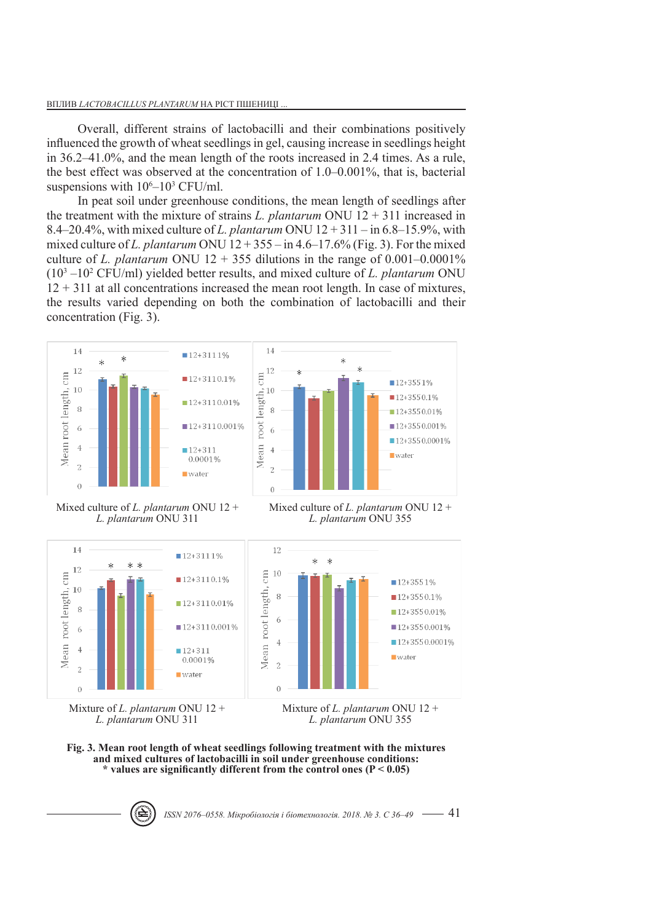Overall, different strains of lactobacilli and their combinations positively influenced the growth of wheat seedlings in gel, causing increase in seedlings height in 36.2–41.0%, and the mean length of the roots increased in 2.4 times. As a rule, the best effect was observed at the concentration of 1.0–0.001%, that is, bacterial suspensions with $10^6$–$10^3$ CFU/ml.

In peat soil under greenhouse conditions, the mean length of seedlings after the treatment with the mixture of strains *L. plantarum* ONU 12 + 311 increased in 8.4–20.4%, with mixed culture of *L. plantarum* ONU 12 + 311 – in 6.8–15.9%, with mixed culture of *L. plantarum* ONU 12 + 355 – in 4.6–17.6% (Fig. 3). For the mixed culture of *L. plantarum* ONU 12 + 355 dilutions in the range of 0.001–0.0001% ($10^3$ –$10^2$ CFU/ml) yielded better results, and mixed culture of *L. plantarum* ONU 12 + 311 at all concentrations increased the mean root length. In case of mixtures, the results varied depending on both the combination of lactobacilli and their concentration (Fig. 3).

Mixed culture of *L. plantarum* ONU 12 + *L. plantarum* ONU 311

Mixed culture of *L. plantarum* ONU 12 + *L. plantarum* ONU 355

Mixture of *L. plantarum* ONU 12 + *L. plantarum* ONU 311

Mixture of *L. plantarum* ONU 12 + *L. plantarum* ONU 355

**Fig. 3. Mean root length of wheat seedlings following treatment with the mixtures and mixed cultures of lactobacilli in soil under greenhouse conditions:**
**\* values are significantly different from the control ones ($P < 0.05$)**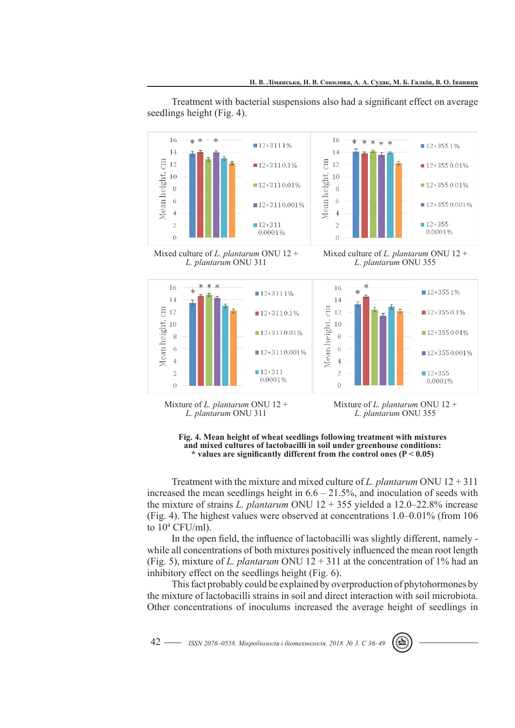Treatment with bacterial suspensions also had a significant effect on average seedlings height (Fig. 4).

Mixed culture of *L. plantarum* ONU 12 + *L. plantarum* ONU 311

Mixed culture of *L. plantarum* ONU 12 + *L. plantarum* ONU 355

Mixture of *L. plantarum* ONU 12 + *L. plantarum* ONU 311

Mixture of *L. plantarum* ONU 12 + *L. plantarum* ONU 355

**Fig. 4. Mean height of wheat seedlings following treatment with mixtures and mixed cultures of lactobacilli in soil under greenhouse conditions: * values are significantly different from the control ones ($P < 0.05$)**

Treatment with the mixture and mixed culture of *L. plantarum* ONU 12 + 311 increased the mean seedlings height in 6.6 – 21.5%, and inoculation of seeds with the mixture of strains *L. plantarum* ONU 12 + 355 yielded a 12.0–22.8% increase (Fig. 4). The highest values were observed at concentrations 1.0–0.01% (from 106 to $10^4$ CFU/ml).

In the open field, the influence of lactobacilli was slightly different, namely - while all concentrations of both mixtures positively influenced the mean root length (Fig. 5), mixture of *L. plantarum* ONU 12 + 311 at the concentration of 1% had an inhibitory effect on the seedlings height (Fig. 6).

This fact probably could be explained by overproduction of phytohormones by the mixture of lactobacilli strains in soil and direct interaction with soil microbiota. Other concentrations of inoculums increased the average height of seedlings in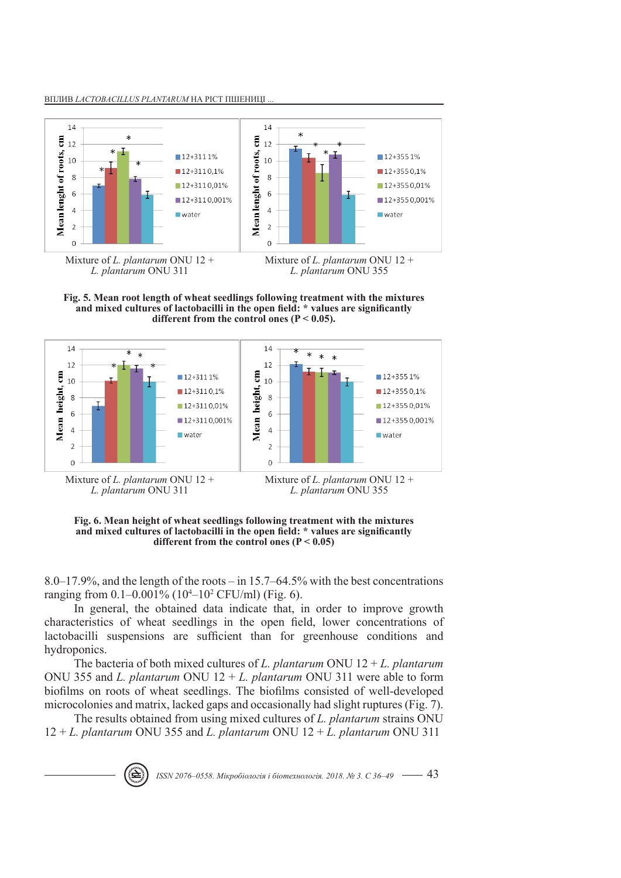Mixture of *L. plantarum* ONU 12 + *L. plantarum* ONU 311

Mixture of *L. plantarum* ONU 12 + *L. plantarum* ONU 355

**Fig. 5. Mean root length of wheat seedlings following treatment with the mixtures and mixed cultures of lactobacilli in the open field: * values are significantly different from the control ones (P < 0.05).**

Mixture of *L. plantarum* ONU 12 + *L. plantarum* ONU 311

Mixture of *L. plantarum* ONU 12 + *L. plantarum* ONU 355

**Fig. 6. Mean height of wheat seedlings following treatment with the mixtures and mixed cultures of lactobacilli in the open field: * values are significantly different from the control ones (P < 0.05)**

8.0–17.9%, and the length of the roots – in 15.7–64.5% with the best concentrations ranging from 0.1–0.001% ($10^4$–$10^2$ CFU/ml) (Fig. 6).

In general, the obtained data indicate that, in order to improve growth characteristics of wheat seedlings in the open field, lower concentrations of lactobacilli suspensions are sufficient than for greenhouse conditions and hydroponics.

The bacteria of both mixed cultures of *L. plantarum* ONU 12 + *L. plantarum* ONU 355 and *L. plantarum* ONU 12 + *L. plantarum* ONU 311 were able to form biofilms on roots of wheat seedlings. The biofilms consisted of well-developed microcolonies and matrix, lacked gaps and occasionally had slight ruptures (Fig. 7).

The results obtained from using mixed cultures of *L. plantarum* strains ONU 12 + *L. plantarum* ONU 355 and *L. plantarum* ONU 12 + *L. plantarum* ONU 311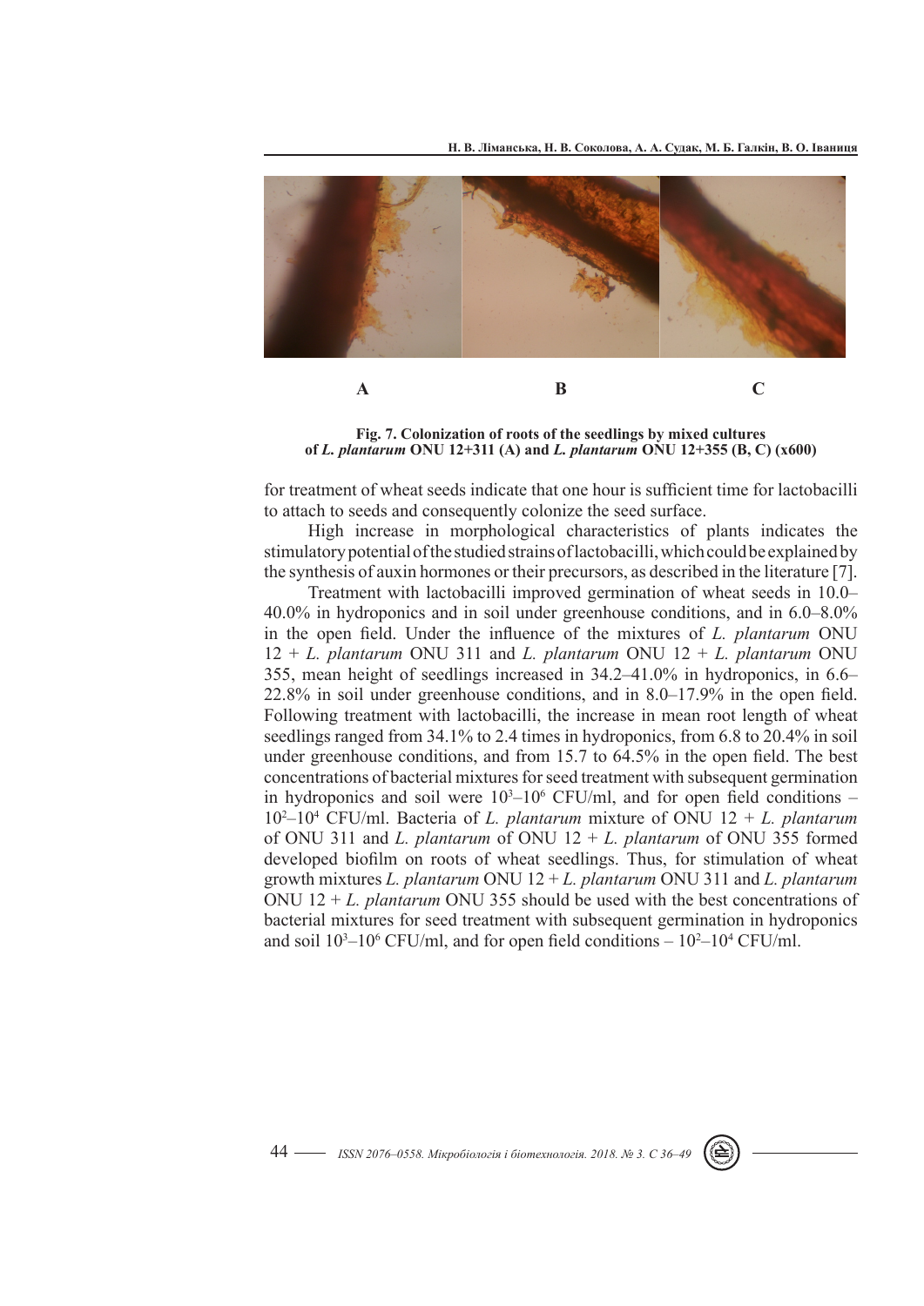A B C

**Fig. 7. Colonization of roots of the seedlings by mixed cultures of *L. plantarum* ONU 12+311 (A) and *L. plantarum* ONU 12+355 (B, C) (x600)**

for treatment of wheat seeds indicate that one hour is sufficient time for lactobacilli to attach to seeds and consequently colonize the seed surface.

High increase in morphological characteristics of plants indicates the stimulatory potential of the studied strains of lactobacilli, which could be explained by the synthesis of auxin hormones or their precursors, as described in the literature [7].

Treatment with lactobacilli improved germination of wheat seeds in 10.0–40.0% in hydroponics and in soil under greenhouse conditions, and in 6.0–8.0% in the open field. Under the influence of the mixtures of *L. plantarum* ONU 12 + *L. plantarum* ONU 311 and *L. plantarum* ONU 12 + *L. plantarum* ONU 355, mean height of seedlings increased in 34.2–41.0% in hydroponics, in 6.6–22.8% in soil under greenhouse conditions, and in 8.0–17.9% in the open field. Following treatment with lactobacilli, the increase in mean root length of wheat seedlings ranged from 34.1% to 2.4 times in hydroponics, from 6.8 to 20.4% in soil under greenhouse conditions, and from 15.7 to 64.5% in the open field. The best concentrations of bacterial mixtures for seed treatment with subsequent germination in hydroponics and soil were $10^3$–$10^6$ CFU/ml, and for open field conditions – $10^2$–$10^4$ CFU/ml. Bacteria of *L. plantarum* mixture of ONU 12 + *L. plantarum* of ONU 311 and *L. plantarum* of ONU 12 + *L. plantarum* of ONU 355 formed developed biofilm on roots of wheat seedlings. Thus, for stimulation of wheat growth mixtures *L. plantarum* ONU 12 + *L. plantarum* ONU 311 and *L. plantarum* ONU 12 + *L. plantarum* ONU 355 should be used with the best concentrations of bacterial mixtures for seed treatment with subsequent germination in hydroponics and soil $10^3$–$10^6$ CFU/ml, and for open field conditions – $10^2$–$10^4$ CFU/ml.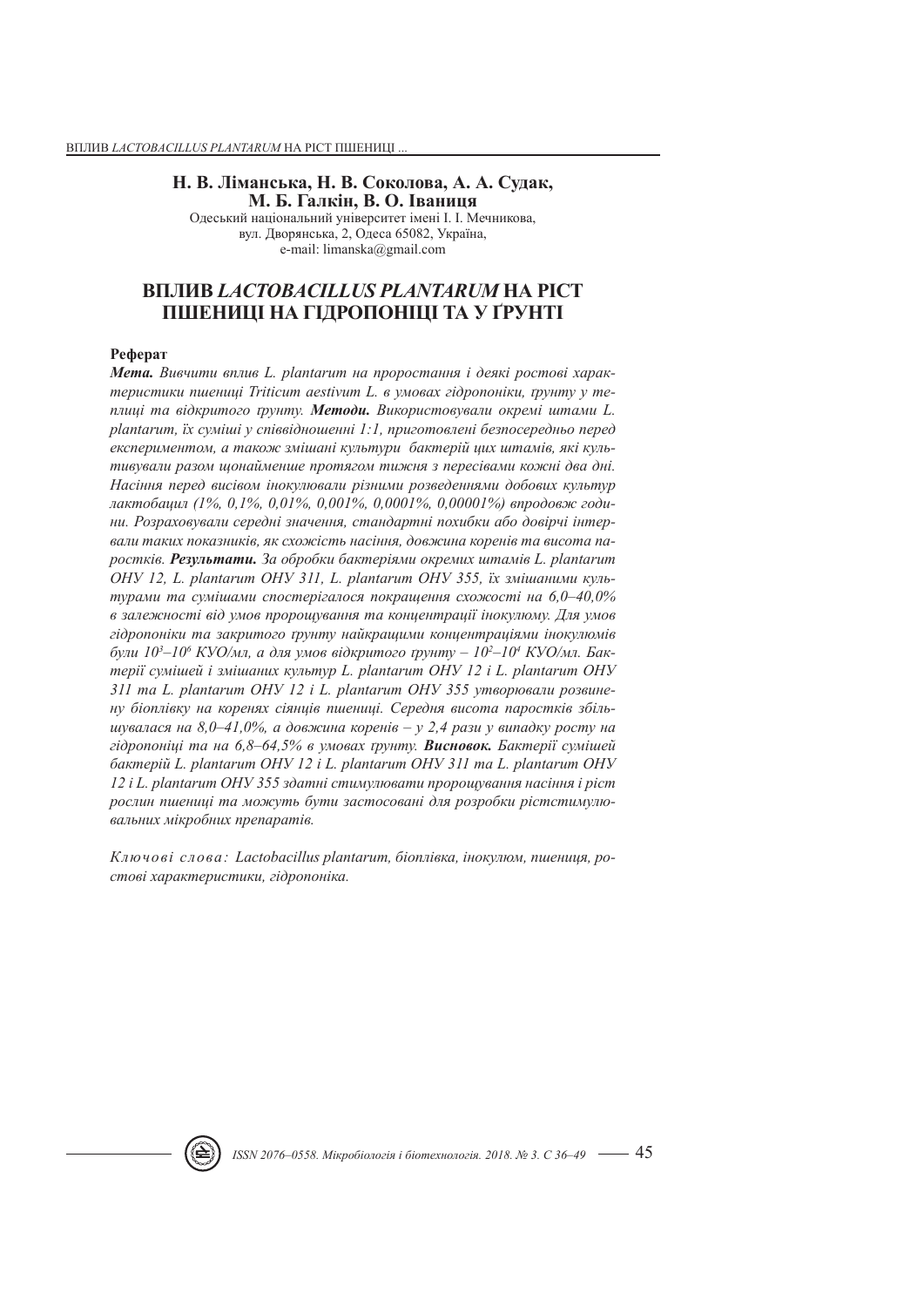**Н. В. Ліманська, Н. В. Соколова, А. А. Судак, М. Б. Галкін, В. О. Іваниця**

Одеський національний університет імені І. І. Мечникова,
вул. Дворянська, 2, Одеса 65082, Україна,
e-mail: limanska@gmail.com

# ВПЛИВ *LACTOBACILLUS PLANTARUM* НА РІСТ ПШЕНИЦІ НА ГІДРОПОНІЦІ ТА У ҐРУНТІ

**Реферат**

***Мета.*** *Вивчити вплив L. plantarum на проростання і деякі ростові характеристики пшениці Triticum aestivum L. в умовах гідропоніки, ґрунту у теплиці та відкритого ґрунту.* ***Методи.*** *Використовували окремі штами L. plantarum, їх суміші у співвідношенні 1:1, приготовлені безпосередньо перед експериментом, а також змішані культури бактерій цих штамів, які культивували разом щонайменше протягом тижня з пересівами кожні два дні. Насіння перед висівом інокулювали різними розведеннями добових культур лактобацил (1%, 0,1%, 0,01%, 0,001%, 0,0001%, 0,00001%) впродовж години. Розраховували середні значення, стандартні похибки або довірчі інтервали таких показників, як схожість насіння, довжина коренів та висота паростків.* ***Результати.*** *За обробки бактеріями окремих штамів L. plantarum ОНУ 12, L. plantarum ОНУ 311, L. plantarum ОНУ 355, їх змішаними культурами та сумішами спостерігалося покращення схожості на 6,0–40,0% в залежності від умов пророщування та концентрації інокулюму. Для умов гідропоніки та закритого ґрунту найкращими концентраціями інокулюмів були $10^3$–$10^6$ КУО/мл, а для умов відкритого ґрунту – $10^2$–$10^4$ КУО/мл. Бактерії сумішей і змішаних культур L. plantarum ОНУ 12 і L. plantarum ОНУ 311 та L. plantarum ОНУ 12 і L. plantarum ОНУ 355 утворювали розвинену біоплівку на коренях сіянців пшениці. Середня висота паростків збільшувалася на 8,0–41,0%, а довжина коренів – у 2,4 рази у випадку росту на гідропоніці та на 6,8–64,5% в умовах ґрунту.* ***Висновок.*** *Бактерії сумішей бактерій L. plantarum ОНУ 12 і L. plantarum ОНУ 311 та L. plantarum ОНУ 12 і L. plantarum ОНУ 355 здатні стимулювати пророщування насіння і ріст рослин пшениці та можуть бути застосовані для розробки рістстимулювальних мікробних препаратів.*

*Ключові слова: Lactobacillus plantarum, біоплівка, інокулюм, пшениця, ростові характеристики, гідропоніка.*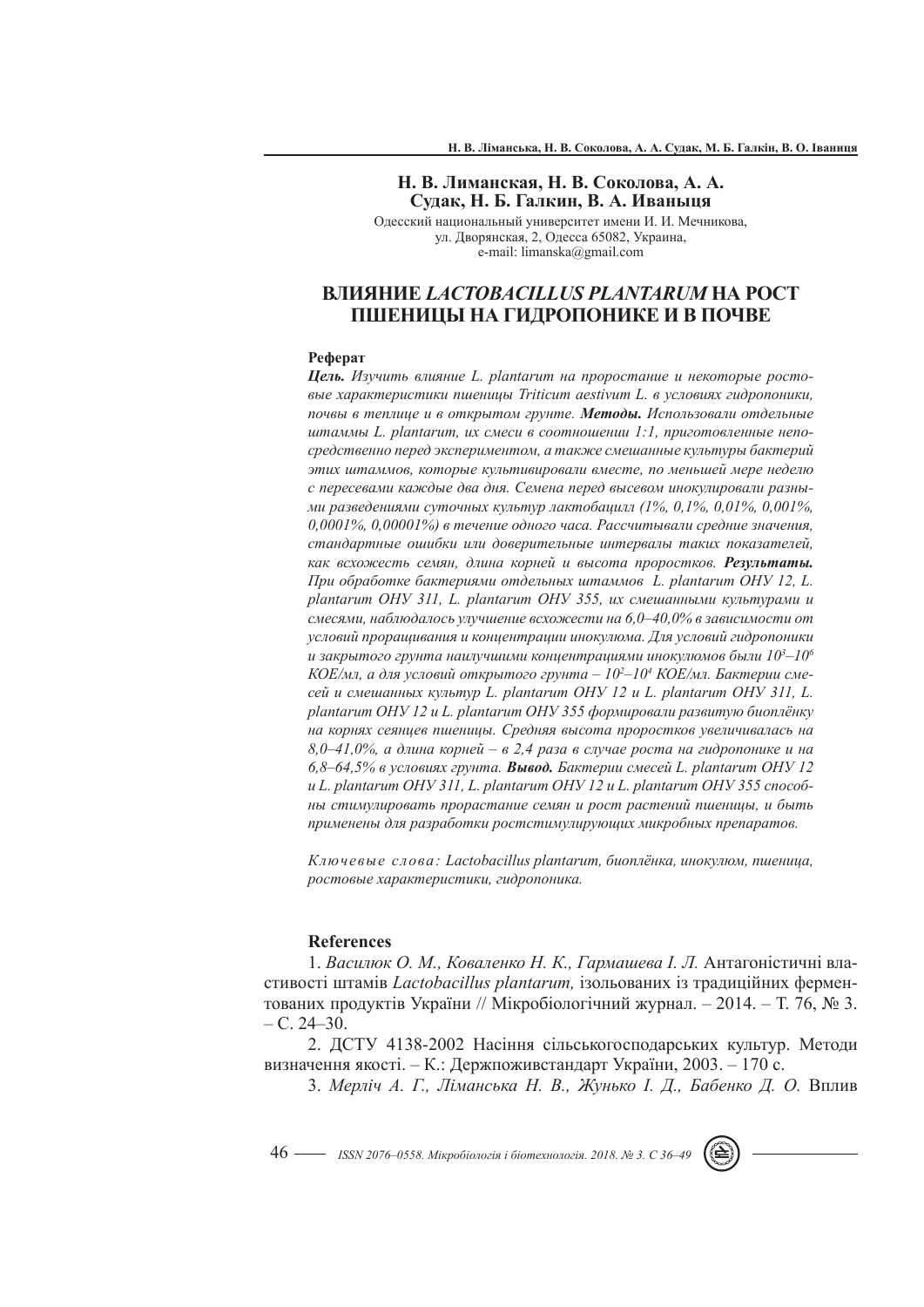**Н. В. Лиманская, Н. В. Соколова, А. А. Судак, Н. Б. Галкин, В. А. Иваныця**

Одесский национальный университет имени И. И. Мечникова,
ул. Дворянская, 2, Одесса 65082, Украина,
e-mail: limanska@gmail.com

## ВЛИЯНИЕ *LACTOBACILLUS PLANTARUM* НА РОСТ ПШЕНИЦЫ НА ГИДРОПОНИКЕ И В ПОЧВЕ

**Реферат**

***Цель.*** *Изучить влияние L. plantarum на прорастание и некоторые ростовые характеристики пшеницы Triticum aestivum L. в условиях гидропоники, почвы в теплице и в открытом грунте.* ***Методы.*** *Использовали отдельные штаммы L. plantarum, их смеси в соотношении 1:1, приготовленные непосредственно перед экспериментом, а также смешанные культуры бактерий этих штаммов, которые культивировали вместе, по меньшей мере неделю с пересевами каждые два дня. Семена перед высевом инокулировали разными разведениями суточных культур лактобацилл (1%, 0,1%, 0,01%, 0,001%, 0,0001%, 0,00001%) в течение одного часа. Рассчитывали средние значения, стандартные ошибки или доверительные интервалы таких показателей, как всхожесть семян, длина корней и высота проростков.* ***Результаты.*** *При обработке бактериями отдельных штаммов L. plantarum ОНУ 12, L. plantarum ОНУ 311, L. plantarum ОНУ 355, их смешанными культурами и смесями, наблюдалось улучшение всхожести на 6,0–40,0% в зависимости от условий проращивания и концентрации инокулюма. Для условий гидропоники и закрытого грунта наилучшими концентрациями инокулюмов были $10^3$–$10^6$ КОЕ/мл, а для условий открытого грунта – $10^2$–$10^4$ КОЕ/мл. Бактерии смесей и смешанных культур L. plantarum ОНУ 12 и L. plantarum ОНУ 311, L. plantarum ОНУ 12 и L. plantarum ОНУ 355 формировали развитую биоплёнку на корнях сеянцев пшеницы. Средняя высота проростков увеличивалась на 8,0–41,0%, а длина корней – в 2,4 раза в случае роста на гидропонике и на 6,8–64,5% в условиях грунта.* ***Вывод.*** *Бактерии смесей L. plantarum ОНУ 12 и L. plantarum ОНУ 311, L. plantarum ОНУ 12 и L. plantarum ОНУ 355 способны стимулировать прорастание семян и рост растений пшеницы, и быть применены для разработки ростстимулирующих микробных препаратов.*

*Ключевые слова: Lactobacillus plantarum, биоплёнка, инокулюм, пшеница, ростовые характеристики, гидропоника.*

### References

1. *Василюк О. М., Коваленко Н. К., Гармашева І. Л.* Антагоністичні властивості штамів *Lactobacillus plantarum,* ізольованих із традиційних ферментованих продуктів України // Мікробіологічний журнал. – 2014. – Т. 76, № 3. – С. 24–30.

2. ДСТУ 4138-2002 Насіння сільськогосподарських культур. Методи визначення якості. – К.: Держпоживстандарт України, 2003. – 170 с.

3. *Мерліч А. Г., Ліманська Н. В., Жунько І. Д., Бабенко Д. О.* Вплив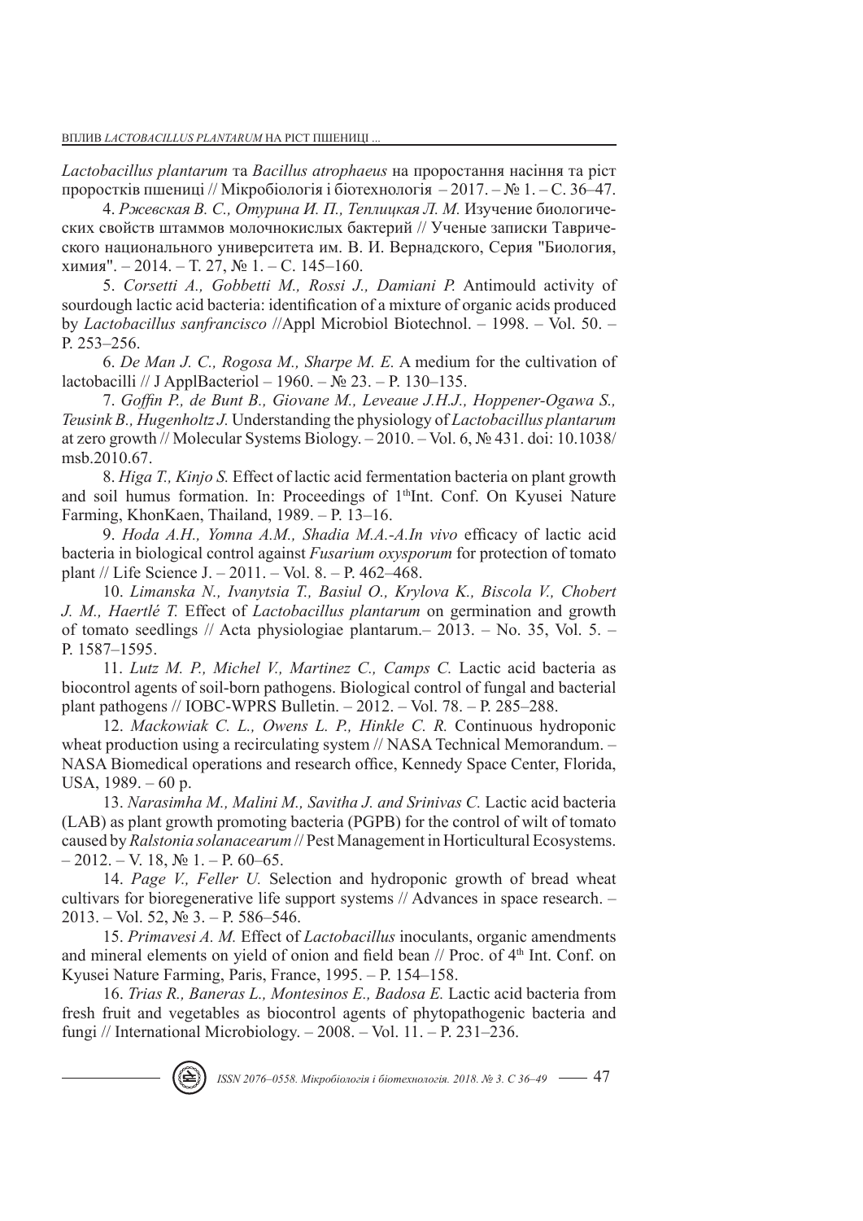*Lactobacillus plantarum* та *Bacillus atrophaeus* на проростання насіння та ріст проростків пшениці // Мікробіологія і біотехнологія – 2017. – № 1. – С. 36–47.

4. *Ржевская В. С., Отурина И. П., Теплицкая Л. М.* Изучение биологических свойств штаммов молочнокислых бактерий // Ученые записки Таврического национального университета им. В. И. Вернадского, Серия "Биология, химия". – 2014. – Т. 27, № 1. – С. 145–160.

5. *Corsetti A., Gobbetti M., Rossi J., Damiani P.* Antimould activity of sourdough lactic acid bacteria: identification of a mixture of organic acids produced by *Lactobacillus sanfrancisco* //Appl Microbiol Biotechnol. – 1998. – Vol. 50. – P. 253–256.

6. *De Man J. C., Rogosa M., Sharpe M. E.* A medium for the cultivation of lactobacilli // J ApplBacteriol – 1960. – № 23. – P. 130–135.

7. *Goffin P., de Bunt B., Giovane M., Leveaue J.H.J., Hoppener-Ogawa S., Teusink B., Hugenholtz J.* Understanding the physiology of *Lactobacillus plantarum* at zero growth // Molecular Systems Biology. – 2010. – Vol. 6, № 431. doi: 10.1038/msb.2010.67.

8. *Higa T., Kinjo S.* Effect of lactic acid fermentation bacteria on plant growth and soil humus formation. In: Proceedings of 1thInt. Conf. On Kyusei Nature Farming, KhonKaen, Thailand, 1989. – P. 13–16.

9. *Hoda A.H., Yomna A.M., Shadia M.A.-A.In vivo* efficacy of lactic acid bacteria in biological control against *Fusarium oxysporum* for protection of tomato plant // Life Science J. – 2011. – Vol. 8. – P. 462–468.

10. *Limanska N., Ivanytsia T., Basiul O., Krylova K., Biscola V., Chobert J. M., Haertlé T.* Effect of *Lactobacillus plantarum* on germination and growth of tomato seedlings // Acta physiologiae plantarum.– 2013. – No. 35, Vol. 5. – P. 1587–1595.

11. *Lutz M. P., Michel V., Martinez C., Camps C.* Lactic acid bacteria as biocontrol agents of soil-born pathogens. Biological control of fungal and bacterial plant pathogens // IOBC-WPRS Bulletin. – 2012. – Vol. 78. – P. 285–288.

12. *Mackowiak C. L., Owens L. P., Hinkle C. R.* Continuous hydroponic wheat production using a recirculating system // NASA Technical Memorandum. – NASA Biomedical operations and research office, Kennedy Space Center, Florida, USA, 1989. – 60 p.

13. *Narasimha M., Malini M., Savitha J. and Srinivas C.* Lactic acid bacteria (LAB) as plant growth promoting bacteria (PGPB) for the control of wilt of tomato caused by *Ralstonia solanacearum* // Pest Management in Horticultural Ecosystems. – 2012. – V. 18, № 1. – P. 60–65.

14. *Page V., Feller U.* Selection and hydroponic growth of bread wheat cultivars for bioregenerative life support systems // Advances in space research. – 2013. – Vol. 52, № 3. – P. 586–546.

15. *Primavesi A. M.* Effect of *Lactobacillus* inoculants, organic amendments and mineral elements on yield of onion and field bean // Proc. of 4th Int. Conf. on Kyusei Nature Farming, Paris, France, 1995. – P. 154–158.

16. *Trias R., Baneras L., Montesinos E., Badosa E.* Lactic acid bacteria from fresh fruit and vegetables as biocontrol agents of phytopathogenic bacteria and fungi // International Microbiology. – 2008. – Vol. 11. – P. 231–236.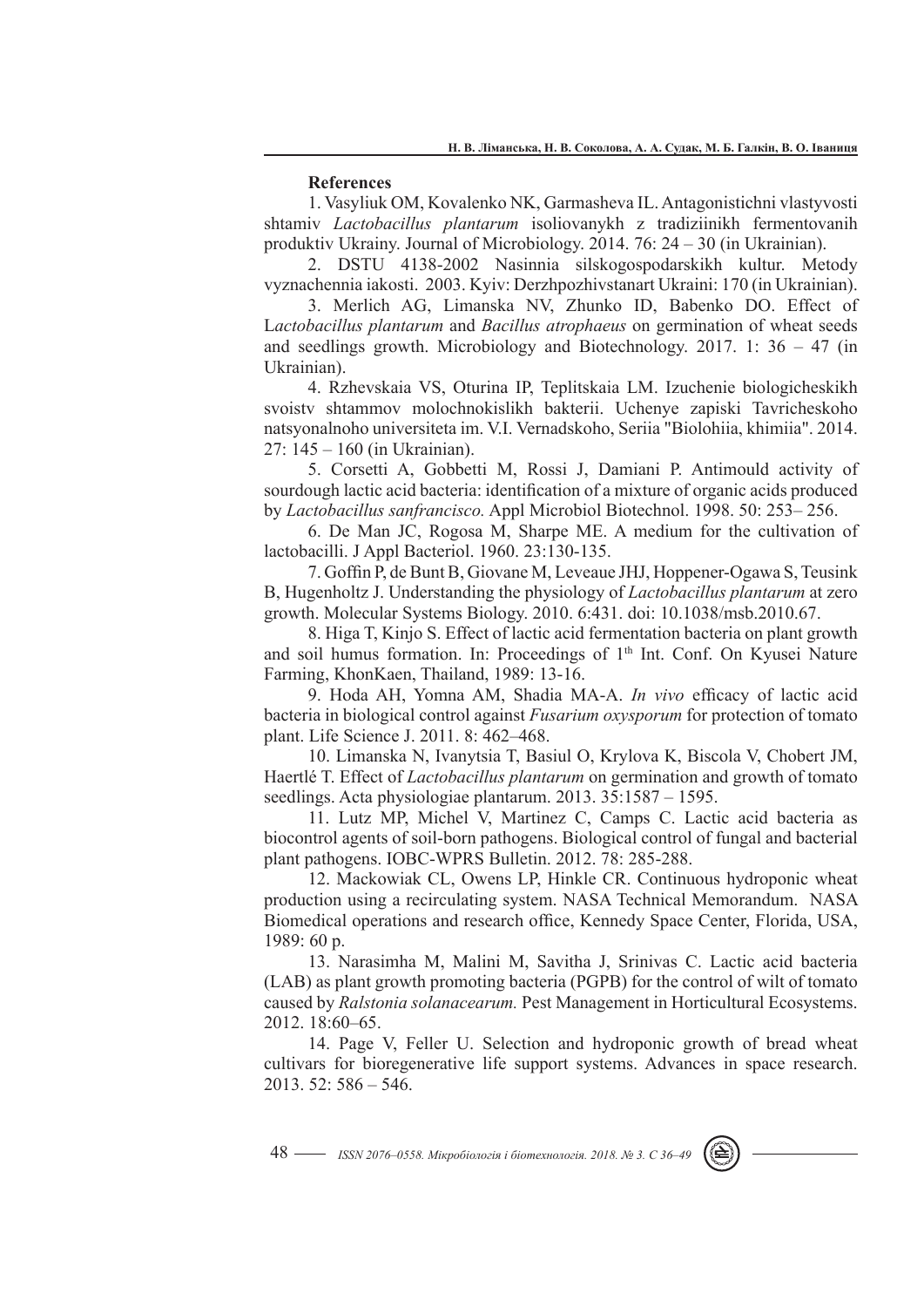**References**

1. Vasyliuk OM, Kovalenko NK, Garmasheva IL. Antagonistichni vlastyvosti shtamiv *Lactobacillus plantarum* isoliovanykh z tradiziinikh fermentovanih produktiv Ukrainy. Journal of Microbiology. 2014. 76: 24 – 30 (in Ukrainian).

2. DSTU 4138-2002 Nasinnia silskogospodarskikh kultur. Metody vyznachennia iakosti. 2003. Kyiv: Derzhpozhivstanart Ukraini: 170 (in Ukrainian).

3. Merlich AG, Limanska NV, Zhunko ID, Babenko DO. Effect of L*actobacillus plantarum* and *Bacillus atrophaeus* on germination of wheat seeds and seedlings growth. Microbiology and Biotechnology. 2017. 1: 36 – 47 (in Ukrainian).

4. Rzhevskaia VS, Oturina IP, Teplitskaia LM. Izuchenie biologicheskikh svoistv shtammov molochnokislikh bakterii. Uchenye zapiski Tavricheskoho natsyonalnoho universiteta im. V.I. Vernadskoho, Seriia "Biolohiia, khimiia". 2014. 27: 145 – 160 (in Ukrainian).

5. Corsetti A, Gobbetti M, Rossi J, Damiani P. Antimould activity of sourdough lactic acid bacteria: identification of a mixture of organic acids produced by *Lactobacillus sanfrancisco.* Appl Microbiol Biotechnol. 1998. 50: 253– 256.

6. De Man JC, Rogosa M, Sharpe ME. A medium for the cultivation of lactobacilli. J Appl Bacteriol. 1960. 23:130-135.

7. Goffin P, de Bunt B, Giovane M, Leveaue JHJ, Hoppener-Ogawa S, Teusink B, Hugenholtz J. Understanding the physiology of *Lactobacillus plantarum* at zero growth. Molecular Systems Biology. 2010. 6:431. doi: 10.1038/msb.2010.67.

8. Higa T, Kinjo S. Effect of lactic acid fermentation bacteria on plant growth and soil humus formation. In: Proceedings of 1th Int. Conf. On Kyusei Nature Farming, KhonKaen, Thailand, 1989: 13-16.

9. Hoda AH, Yomna AM, Shadia MA-A. *In vivo* efficacy of lactic acid bacteria in biological control against *Fusarium oxysporum* for protection of tomato plant. Life Science J. 2011. 8: 462–468.

10. Limanska N, Ivanytsia T, Basiul O, Krylova K, Biscola V, Chobert JM, Haertlé T. Effect of *Lactobacillus plantarum* on germination and growth of tomato seedlings. Acta physiologiae plantarum. 2013. 35:1587 – 1595.

11. Lutz MP, Michel V, Martinez C, Camps C. Lactic acid bacteria as biocontrol agents of soil-born pathogens. Biological control of fungal and bacterial plant pathogens. IOBC-WPRS Bulletin. 2012. 78: 285-288.

12. Mackowiak CL, Owens LP, Hinkle CR. Continuous hydroponic wheat production using a recirculating system. NASA Technical Memorandum. NASA Biomedical operations and research office, Kennedy Space Center, Florida, USA, 1989: 60 p.

13. Narasimha M, Malini M, Savitha J, Srinivas C. Lactic acid bacteria (LAB) as plant growth promoting bacteria (PGPB) for the control of wilt of tomato caused by *Ralstonia solanacearum.* Pest Management in Horticultural Ecosystems. 2012. 18:60–65.

14. Page V, Feller U. Selection and hydroponic growth of bread wheat cultivars for bioregenerative life support systems. Advances in space research. 2013. 52: 586 – 546.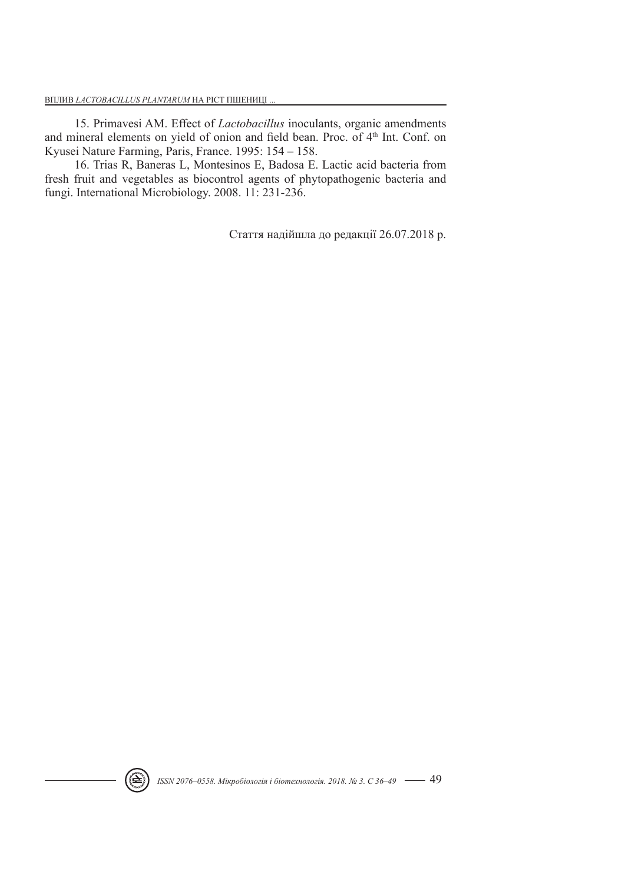15. Primavesi AM. Effect of *Lactobacillus* inoculants, organic amendments and mineral elements on yield of onion and field bean. Proc. of 4th Int. Conf. on Kyusei Nature Farming, Paris, France. 1995: 154 – 158.

16. Trias R, Baneras L, Montesinos E, Badosa E. Lactic acid bacteria from fresh fruit and vegetables as biocontrol agents of phytopathogenic bacteria and fungi. International Microbiology. 2008. 11: 231-236.

Стаття надійшла до редакції 26.07.2018 р.